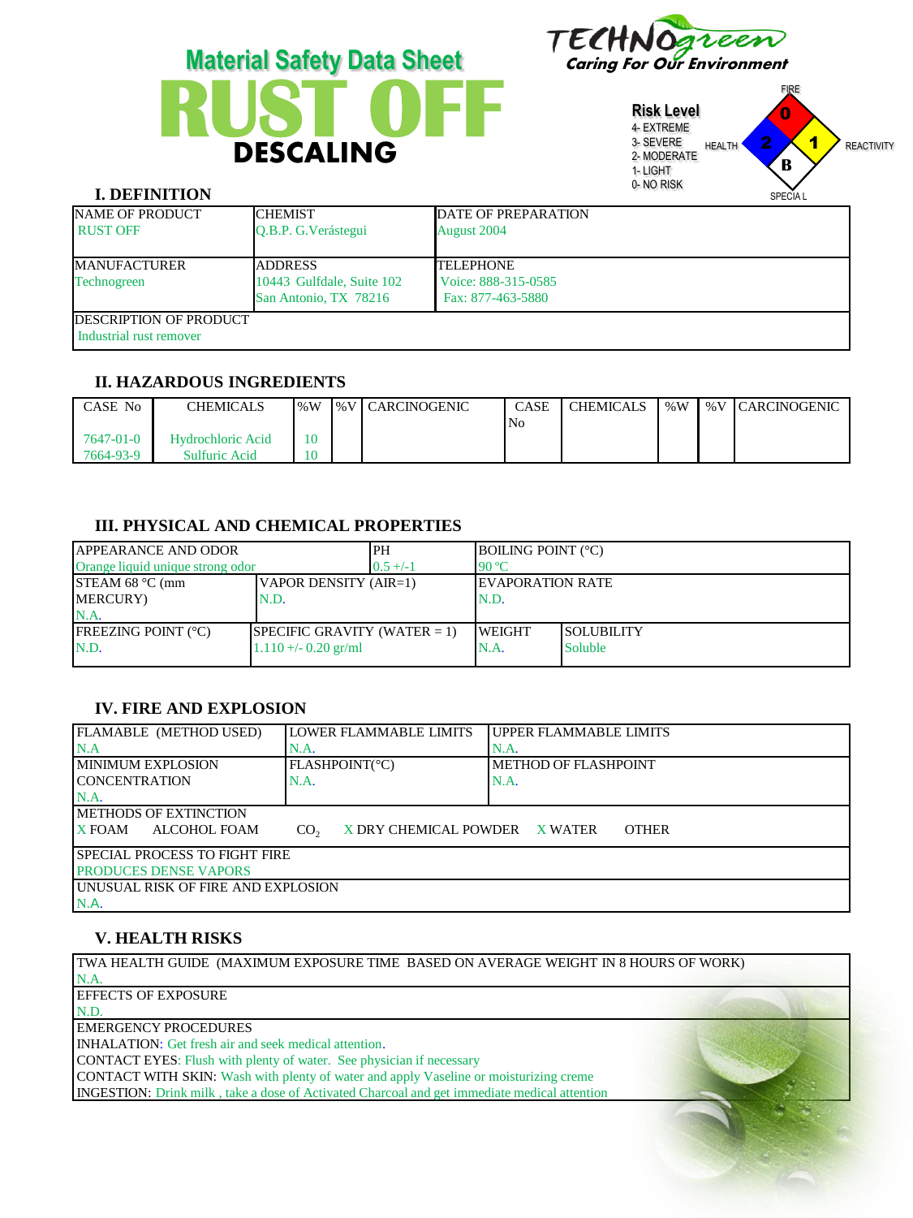# Material Safety Data Sheet

# RUST OFF

## DESCALING

TECHNOgreen
Caring For Our Environment

**Risk Level**
4- EXTREME
3- SEVERE
2- MODERATE
1- LIGHT
0- NO RISK

FIRE: 0
HEALTH: 2
REACTIVITY: 1
SPECIAL: B

## I. DEFINITION

| NAME OF PRODUCT | CHEMIST | DATE OF PREPARATION |
|---|---|---|
| RUST OFF | Q.B.P. G.Verástegui | August 2004 |
| MANUFACTURER<br>Technogreen | ADDRESS<br>10443 Gulfdale, Suite 102<br>San Antonio, TX 78216 | TELEPHONE<br>Voice: 888-315-0585<br>Fax: 877-463-5880 |
| DESCRIPTION OF PRODUCT<br>Industrial rust remover | | |

## II. HAZARDOUS INGREDIENTS

| CASE No | CHEMICALS | %W | %V | CARCINOGENIC | CASE No | CHEMICALS | %W | %V | CARCINOGENIC |
|---|---|---|---|---|---|---|---|---|---|
| 7647-01-0 | Hydrochloric Acid | 10 | | | | | | | |
| 7664-93-9 | Sulfuric Acid | 10 | | | | | | | |

## III. PHYSICAL AND CHEMICAL PROPERTIES

| APPEARANCE AND ODOR | | PH | BOILING POINT (°C) | |
|---|---|---|---|---|
| Orange liquid unique strong odor | | 0.5 +/-1 | 90 °C | |
| STEAM 68 °C (mm MERCURY)<br>N.A. | VAPOR DENSITY (AIR=1)<br>N.D. | | EVAPORATION RATE<br>N.D. | |
| FREEZING POINT (°C)<br>N.D. | SPECIFIC GRAVITY (WATER = 1)<br>1.110 +/- 0.20 gr/ml | | WEIGHT<br>N.A. | SOLUBILITY<br>Soluble |

## IV. FIRE AND EXPLOSION

| FLAMABLE (METHOD USED) | LOWER FLAMMABLE LIMITS | UPPER FLAMMABLE LIMITS |
|---|---|---|
| N.A | N.A. | N.A. |
| MINIMUM EXPLOSION CONCENTRATION<br>N.A. | FLASHPOINT(°C)<br>N.A. | METHOD OF FLASHPOINT<br>N.A. |
| METHODS OF EXTINCTION<br>X FOAM ALCOHOL FOAM $CO_2$ X DRY CHEMICAL POWDER X WATER OTHER | | |
| SPECIAL PROCESS TO FIGHT FIRE<br>PRODUCES DENSE VAPORS | | |
| UNUSUAL RISK OF FIRE AND EXPLOSION<br>N.A. | | |

## V. HEALTH RISKS

| TWA HEALTH GUIDE (MAXIMUM EXPOSURE TIME BASED ON AVERAGE WEIGHT IN 8 HOURS OF WORK) |
|---|
| N.A. |
| EFFECTS OF EXPOSURE<br>N.D. |
| EMERGENCY PROCEDURES<br>INHALATION: Get fresh air and seek medical attention.<br>CONTACT EYES: Flush with plenty of water. See physician if necessary<br>CONTACT WITH SKIN: Wash with plenty of water and apply Vaseline or moisturizing creme<br>INGESTION: Drink milk , take a dose of Activated Charcoal and get immediate medical attention |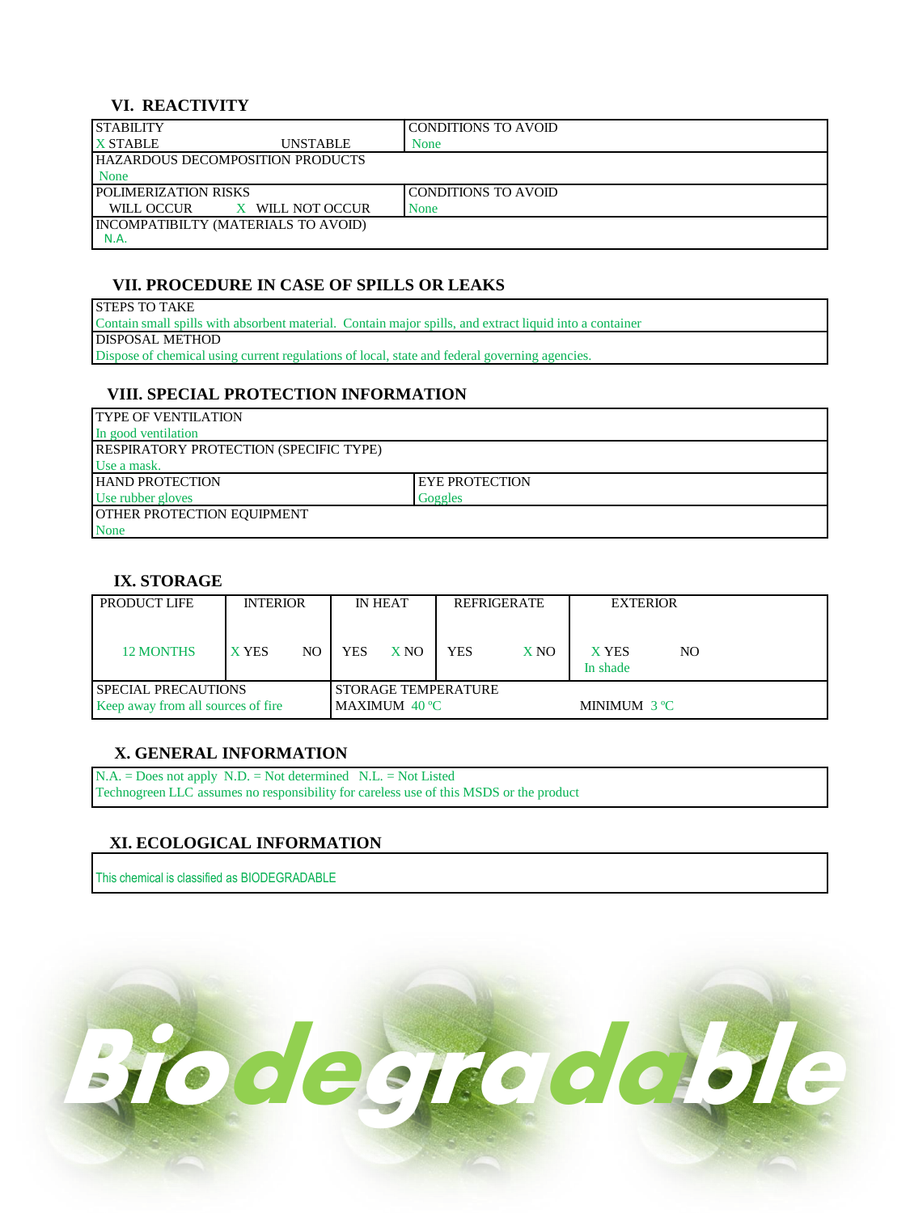## VI. REACTIVITY

| | |
|---|---|
| STABILITY<br>X STABLE UNSTABLE | CONDITIONS TO AVOID<br>None |
| HAZARDOUS DECOMPOSITION PRODUCTS<br>None | |
| POLIMERIZATION RISKS<br>WILL OCCUR X WILL NOT OCCUR | CONDITIONS TO AVOID<br>None |
| INCOMPATIBILTY (MATERIALS TO AVOID)<br>N.A. | |

## VII. PROCEDURE IN CASE OF SPILLS OR LEAKS

| |
|---|
| STEPS TO TAKE<br>Contain small spills with absorbent material. Contain major spills, and extract liquid into a container |
| DISPOSAL METHOD<br>Dispose of chemical using current regulations of local, state and federal governing agencies. |

## VIII. SPECIAL PROTECTION INFORMATION

| | |
|---|---|
| TYPE OF VENTILATION<br>In good ventilation | |
| RESPIRATORY PROTECTION (SPECIFIC TYPE)<br>Use a mask. | |
| HAND PROTECTION<br>Use rubber gloves | EYE PROTECTION<br>Goggles |
| OTHER PROTECTION EQUIPMENT<br>None | |

## IX. STORAGE

| PRODUCT LIFE | INTERIOR | | IN HEAT | | REFRIGERATE | | EXTERIOR | |
|---|---|---|---|---|---|---|---|---|
| 12 MONTHS | X YES | NO | YES | X NO | YES | X NO | X YES<br>In shade | NO |
| SPECIAL PRECAUTIONS<br>Keep away from all sources of fire | | | STORAGE TEMPERATURE<br>MAXIMUM 40 ºC | | | | MINIMUM 3 ºC | |

## X. GENERAL INFORMATION

N.A. = Does not apply N.D. = Not determined N.L. = Not Listed
Technogreen LLC assumes no responsibility for careless use of this MSDS or the product

## XI. ECOLOGICAL INFORMATION

This chemical is classified as BIODEGRADABLE

Biodegradable